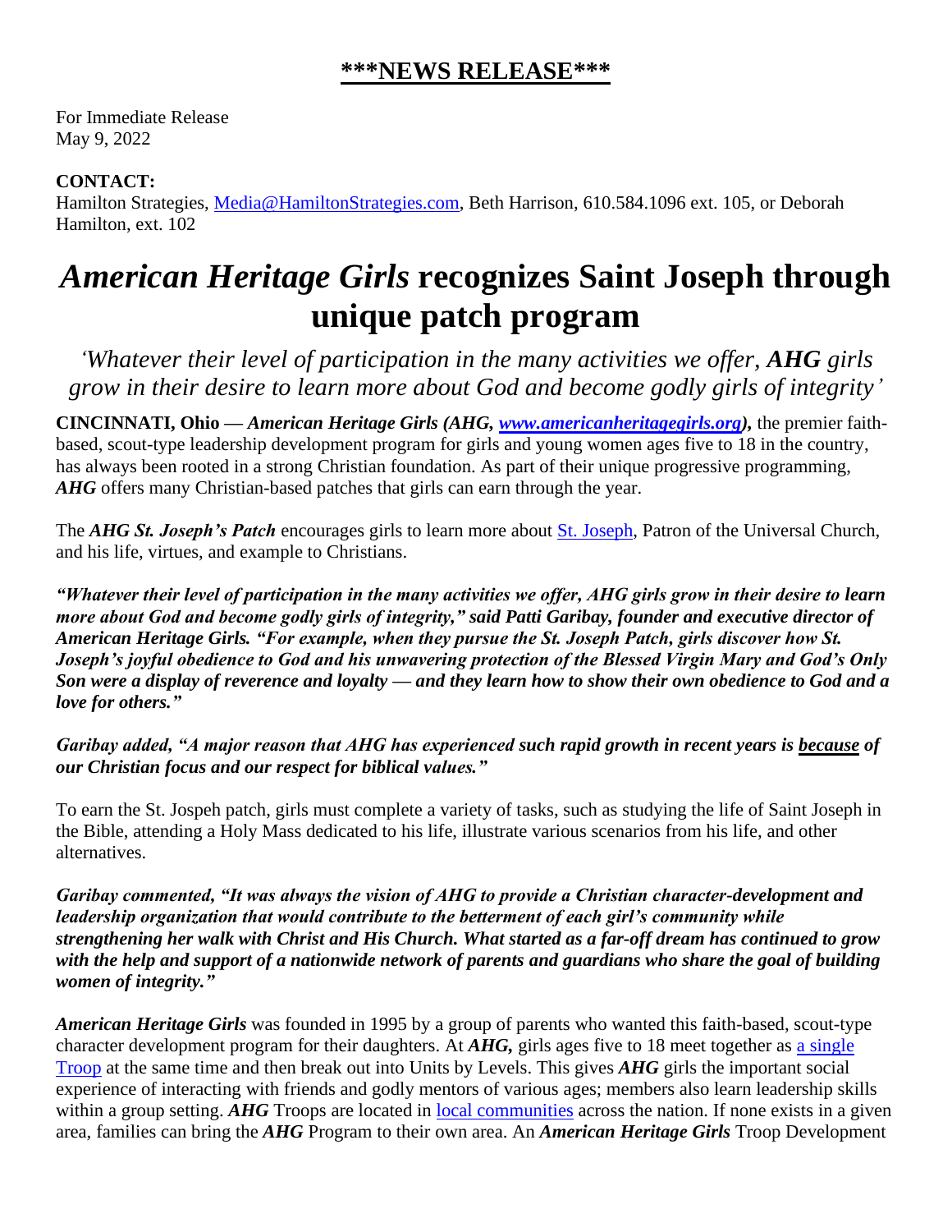## ***NEWS RELEASE***

For Immediate Release
May 9, 2022

**CONTACT:**
Hamilton Strategies, [Media@HamiltonStrategies.com](mailto:Media@HamiltonStrategies.com), Beth Harrison, 610.584.1096 ext. 105, or Deborah Hamilton, ext. 102

# *American Heritage Girls* recognizes Saint Joseph through unique patch program

*'Whatever their level of participation in the many activities we offer, **AHG** girls grow in their desire to learn more about God and become godly girls of integrity'*

**CINCINNATI, Ohio — *American Heritage Girls (AHG, [www.americanheritagegirls.org](http://www.americanheritagegirls.org)),*** the premier faith-based, scout-type leadership development program for girls and young women ages five to 18 in the country, has always been rooted in a strong Christian foundation. As part of their unique progressive programming, ***AHG*** offers many Christian-based patches that girls can earn through the year.

The ***AHG St. Joseph's Patch*** encourages girls to learn more about [St. Joseph](), Patron of the Universal Church, and his life, virtues, and example to Christians.

***"Whatever their level of participation in the many activities we offer, AHG girls grow in their desire to learn more about God and become godly girls of integrity," said Patti Garibay, founder and executive director of American Heritage Girls. "For example, when they pursue the St. Joseph Patch, girls discover how St. Joseph's joyful obedience to God and his unwavering protection of the Blessed Virgin Mary and God's Only Son were a display of reverence and loyalty — and they learn how to show their own obedience to God and a love for others."***

***Garibay added, "A major reason that AHG has experienced such rapid growth in recent years is <u>because</u> of our Christian focus and our respect for biblical values."***

To earn the St. Jospeh patch, girls must complete a variety of tasks, such as studying the life of Saint Joseph in the Bible, attending a Holy Mass dedicated to his life, illustrate various scenarios from his life, and other alternatives.

***Garibay commented, "It was always the vision of AHG to provide a Christian character-development and leadership organization that would contribute to the betterment of each girl's community while strengthening her walk with Christ and His Church. What started as a far-off dream has continued to grow with the help and support of a nationwide network of parents and guardians who share the goal of building women of integrity."***

***American Heritage Girls*** was founded in 1995 by a group of parents who wanted this faith-based, scout-type character development program for their daughters. At ***AHG,*** girls ages five to 18 meet together as [a single Troop]() at the same time and then break out into Units by Levels. This gives ***AHG*** girls the important social experience of interacting with friends and godly mentors of various ages; members also learn leadership skills within a group setting. ***AHG*** Troops are located in [local communities]() across the nation. If none exists in a given area, families can bring the ***AHG*** Program to their own area. An ***American Heritage Girls*** Troop Development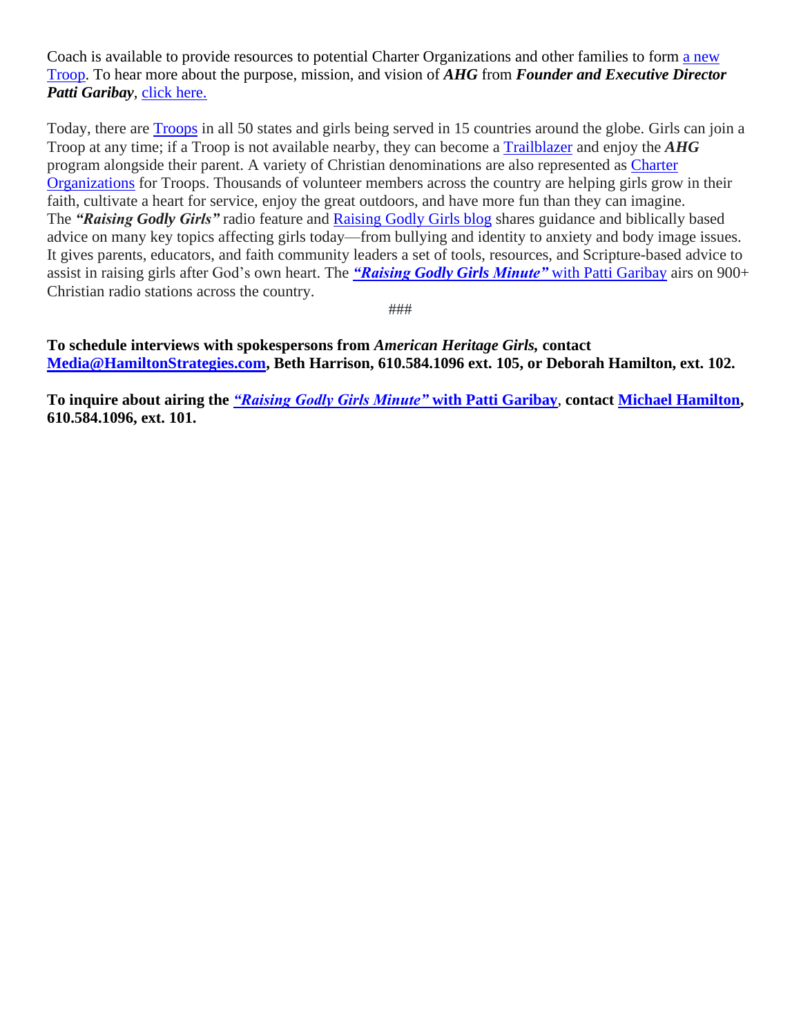Coach is available to provide resources to potential Charter Organizations and other families to form a new Troop. To hear more about the purpose, mission, and vision of ***AHG*** from ***Founder and Executive Director Patti Garibay***, click here.

Today, there are Troops in all 50 states and girls being served in 15 countries around the globe. Girls can join a Troop at any time; if a Troop is not available nearby, they can become a Trailblazer and enjoy the ***AHG*** program alongside their parent. A variety of Christian denominations are also represented as Charter Organizations for Troops. Thousands of volunteer members across the country are helping girls grow in their faith, cultivate a heart for service, enjoy the great outdoors, and have more fun than they can imagine. The ***"Raising Godly Girls"*** radio feature and Raising Godly Girls blog shares guidance and biblically based advice on many key topics affecting girls today—from bullying and identity to anxiety and body image issues. It gives parents, educators, and faith community leaders a set of tools, resources, and Scripture-based advice to assist in raising girls after God's own heart. The ***"Raising Godly Girls Minute"*** with Patti Garibay airs on 900+ Christian radio stations across the country.

###

**To schedule interviews with spokespersons from *American Heritage Girls,* contact Media@HamiltonStrategies.com, Beth Harrison, 610.584.1096 ext. 105, or Deborah Hamilton, ext. 102.**

**To inquire about airing the *"Raising Godly Girls Minute"* with Patti Garibay, contact Michael Hamilton, 610.584.1096, ext. 101.**